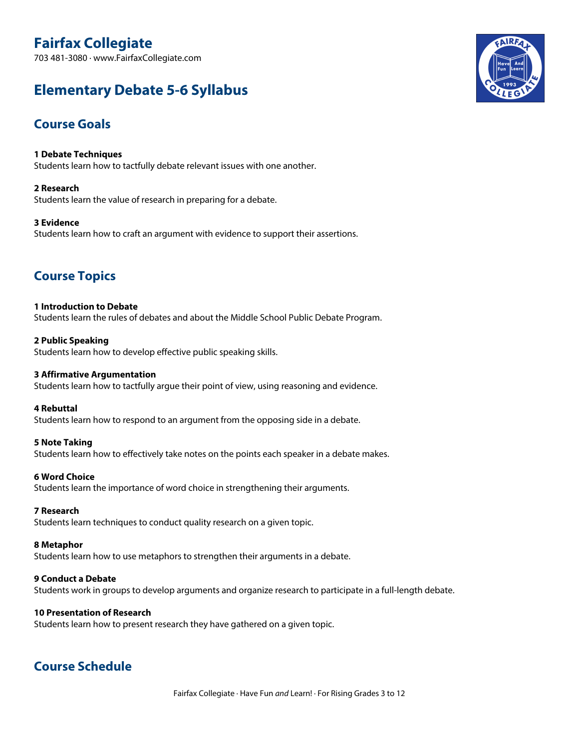# Fairfax Collegiate

703 481-3080 · www.FairfaxCollegiate.com

## Elementary Debate 5-6 Syllabus

## Course Goals

**1 Debate Techniques**
Students learn how to tactfully debate relevant issues with one another.

**2 Research**
Students learn the value of research in preparing for a debate.

**3 Evidence**
Students learn how to craft an argument with evidence to support their assertions.

## Course Topics

**1 Introduction to Debate**
Students learn the rules of debates and about the Middle School Public Debate Program.

**2 Public Speaking**
Students learn how to develop effective public speaking skills.

**3 Affirmative Argumentation**
Students learn how to tactfully argue their point of view, using reasoning and evidence.

**4 Rebuttal**
Students learn how to respond to an argument from the opposing side in a debate.

**5 Note Taking**
Students learn how to effectively take notes on the points each speaker in a debate makes.

**6 Word Choice**
Students learn the importance of word choice in strengthening their arguments.

**7 Research**
Students learn techniques to conduct quality research on a given topic.

**8 Metaphor**
Students learn how to use metaphors to strengthen their arguments in a debate.

**9 Conduct a Debate**
Students work in groups to develop arguments and organize research to participate in a full-length debate.

**10 Presentation of Research**
Students learn how to present research they have gathered on a given topic.

## Course Schedule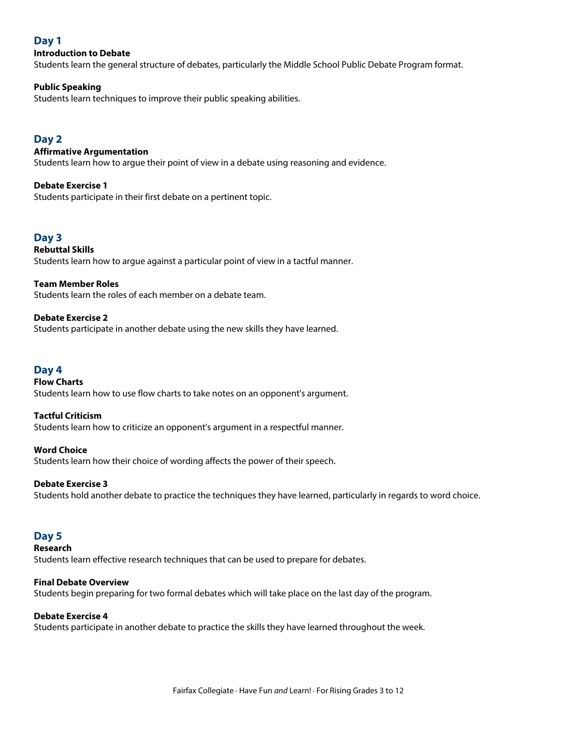## Day 1

**Introduction to Debate**
Students learn the general structure of debates, particularly the Middle School Public Debate Program format.

**Public Speaking**
Students learn techniques to improve their public speaking abilities.

## Day 2

**Affirmative Argumentation**
Students learn how to argue their point of view in a debate using reasoning and evidence.

**Debate Exercise 1**
Students participate in their first debate on a pertinent topic.

## Day 3

**Rebuttal Skills**
Students learn how to argue against a particular point of view in a tactful manner.

**Team Member Roles**
Students learn the roles of each member on a debate team.

**Debate Exercise 2**
Students participate in another debate using the new skills they have learned.

## Day 4

**Flow Charts**
Students learn how to use flow charts to take notes on an opponent's argument.

**Tactful Criticism**
Students learn how to criticize an opponent's argument in a respectful manner.

**Word Choice**
Students learn how their choice of wording affects the power of their speech.

**Debate Exercise 3**
Students hold another debate to practice the techniques they have learned, particularly in regards to word choice.

## Day 5

**Research**
Students learn effective research techniques that can be used to prepare for debates.

**Final Debate Overview**
Students begin preparing for two formal debates which will take place on the last day of the program.

**Debate Exercise 4**
Students participate in another debate to practice the skills they have learned throughout the week.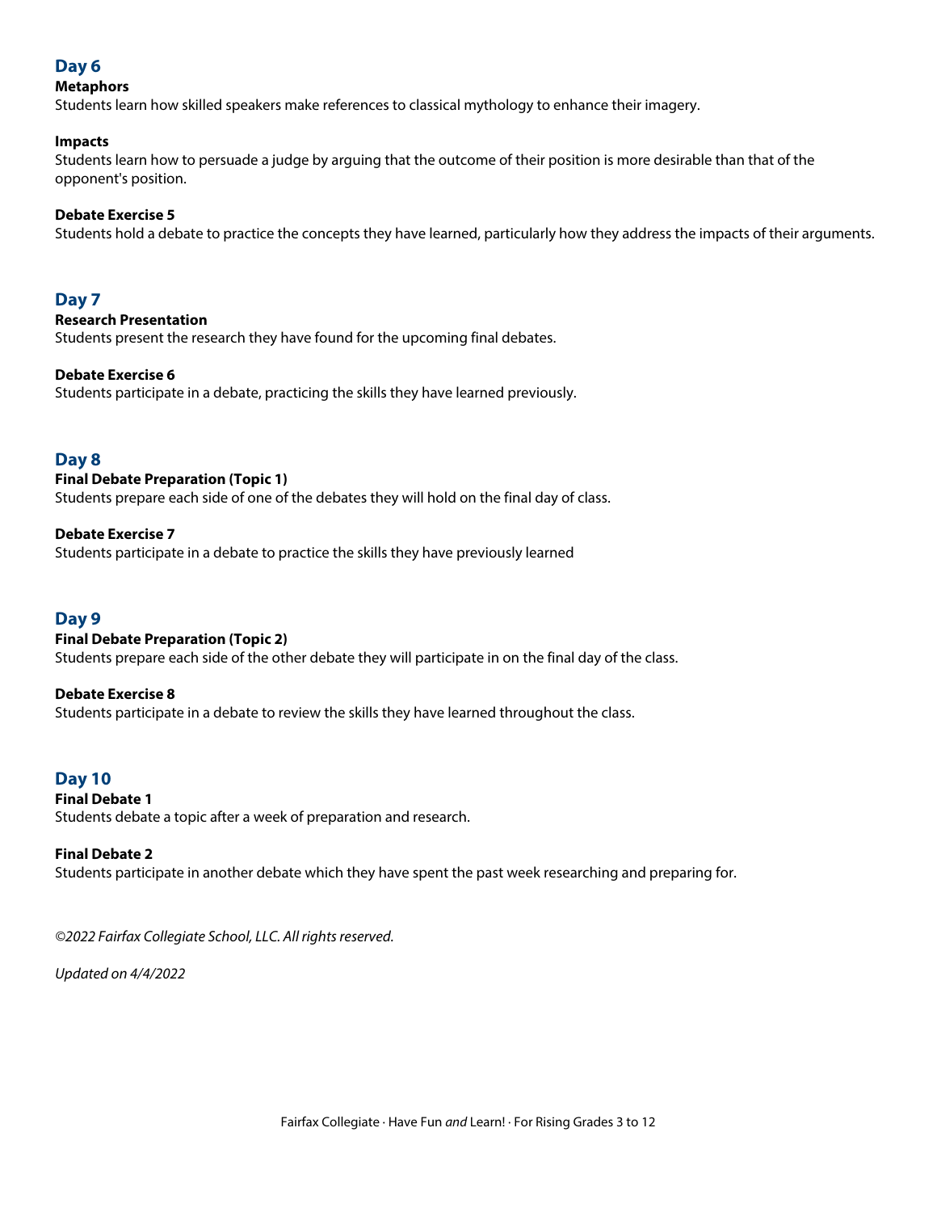## Day 6

**Metaphors**
Students learn how skilled speakers make references to classical mythology to enhance their imagery.

**Impacts**
Students learn how to persuade a judge by arguing that the outcome of their position is more desirable than that of the opponent's position.

**Debate Exercise 5**
Students hold a debate to practice the concepts they have learned, particularly how they address the impacts of their arguments.

## Day 7

**Research Presentation**
Students present the research they have found for the upcoming final debates.

**Debate Exercise 6**
Students participate in a debate, practicing the skills they have learned previously.

## Day 8

**Final Debate Preparation (Topic 1)**
Students prepare each side of one of the debates they will hold on the final day of class.

**Debate Exercise 7**
Students participate in a debate to practice the skills they have previously learned

## Day 9

**Final Debate Preparation (Topic 2)**
Students prepare each side of the other debate they will participate in on the final day of the class.

**Debate Exercise 8**
Students participate in a debate to review the skills they have learned throughout the class.

## Day 10

**Final Debate 1**
Students debate a topic after a week of preparation and research.

**Final Debate 2**
Students participate in another debate which they have spent the past week researching and preparing for.

*©2022 Fairfax Collegiate School, LLC. All rights reserved.*

*Updated on 4/4/2022*